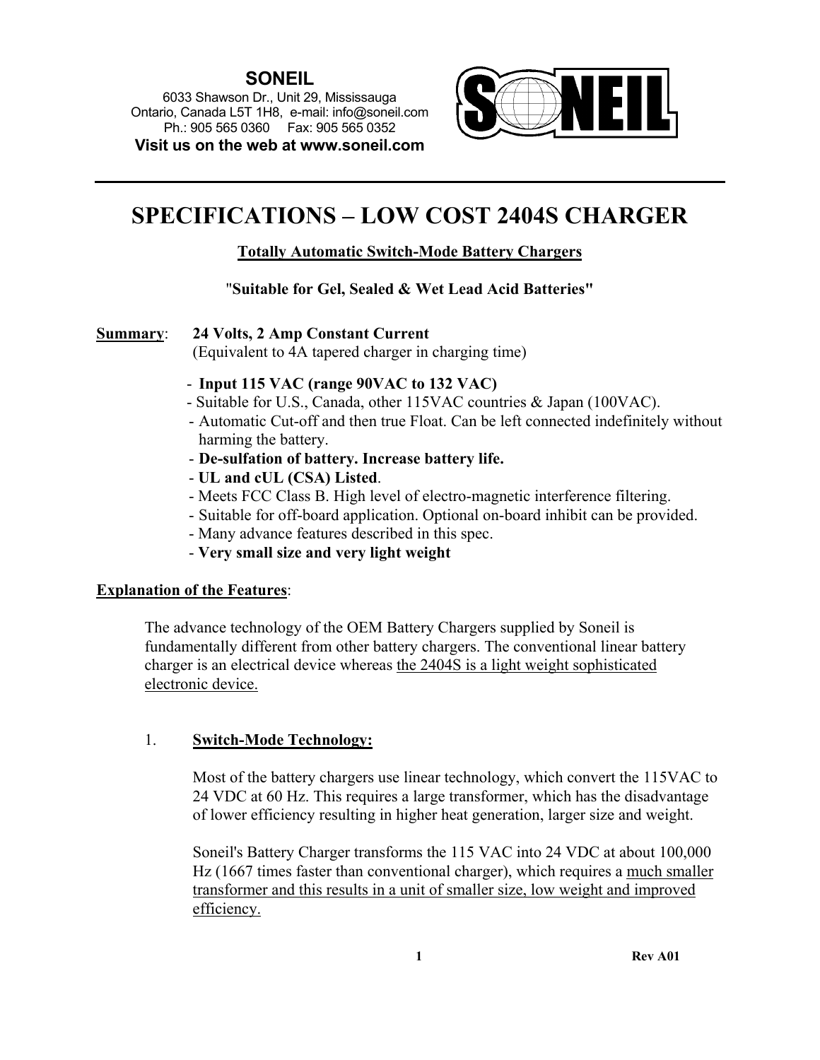**SONEIL**
6033 Shawson Dr., Unit 29, Mississauga
Ontario, Canada L5T 1H8, e-mail: info@soneil.com
Ph.: 905 565 0360 Fax: 905 565 0352
**Visit us on the web at www.soneil.com**

---

# SPECIFICATIONS – LOW COST 2404S CHARGER

**Totally Automatic Switch-Mode Battery Chargers**

**"Suitable for Gel, Sealed & Wet Lead Acid Batteries"**

**Summary**: **24 Volts, 2 Amp Constant Current**
(Equivalent to 4A tapered charger in charging time)

- **Input 115 VAC (range 90VAC to 132 VAC)**
- Suitable for U.S., Canada, other 115VAC countries & Japan (100VAC).
- Automatic Cut-off and then true Float. Can be left connected indefinitely without harming the battery.
- **De-sulfation of battery. Increase battery life.**
- **UL and cUL (CSA) Listed**.
- Meets FCC Class B. High level of electro-magnetic interference filtering.
- Suitable for off-board application. Optional on-board inhibit can be provided.
- Many advance features described in this spec.
- **Very small size and very light weight**

**Explanation of the Features**:

The advance technology of the OEM Battery Chargers supplied by Soneil is fundamentally different from other battery chargers. The conventional linear battery charger is an electrical device whereas the 2404S is a light weight sophisticated electronic device.

1. **Switch-Mode Technology:**

Most of the battery chargers use linear technology, which convert the 115VAC to 24 VDC at 60 Hz. This requires a large transformer, which has the disadvantage of lower efficiency resulting in higher heat generation, larger size and weight.

Soneil's Battery Charger transforms the 115 VAC into 24 VDC at about 100,000 Hz (1667 times faster than conventional charger), which requires a much smaller transformer and this results in a unit of smaller size, low weight and improved efficiency.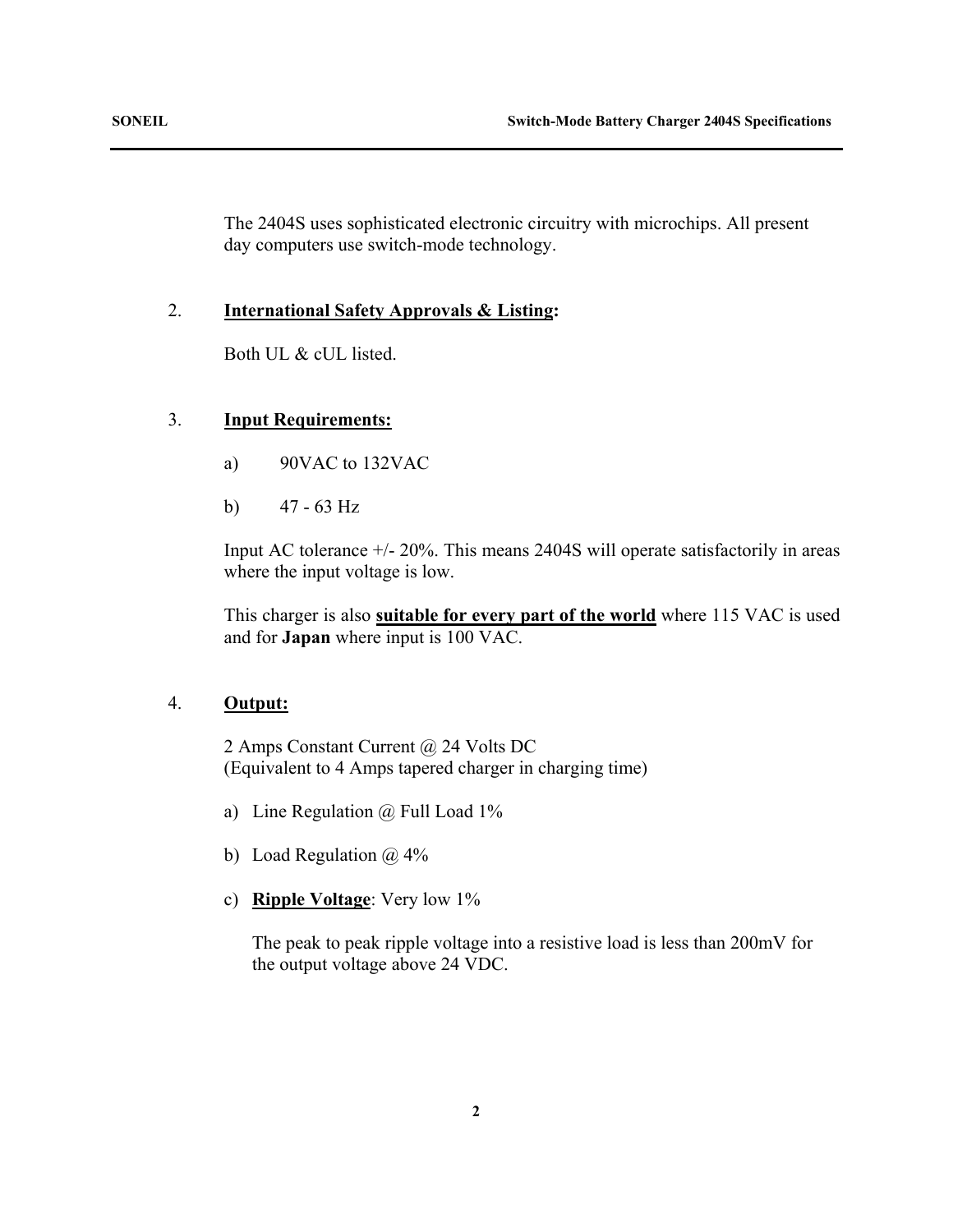The 2404S uses sophisticated electronic circuitry with microchips. All present day computers use switch-mode technology.

2. **International Safety Approvals & Listing:**

   Both UL & cUL listed.

3. **Input Requirements:**

   a) 90VAC to 132VAC

   b) 47 - 63 Hz

   Input AC tolerance +/- 20%. This means 2404S will operate satisfactorily in areas where the input voltage is low.

   This charger is also **suitable for every part of the world** where 115 VAC is used and for **Japan** where input is 100 VAC.

4. **Output:**

   2 Amps Constant Current @ 24 Volts DC
   (Equivalent to 4 Amps tapered charger in charging time)

   a) Line Regulation @ Full Load 1%

   b) Load Regulation @ 4%

   c) **Ripple Voltage**: Very low 1%

      The peak to peak ripple voltage into a resistive load is less than 200mV for the output voltage above 24 VDC.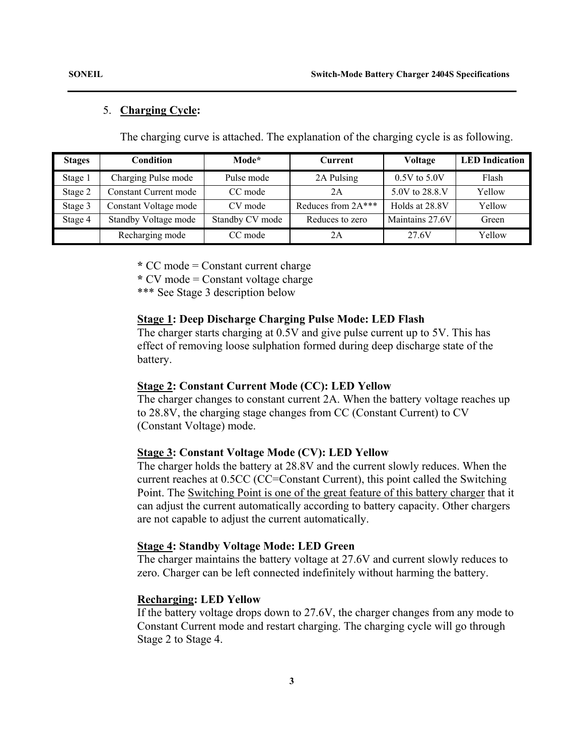5. **Charging Cycle:**

The charging curve is attached. The explanation of the charging cycle is as following.

| Stages | Condition | Mode* | Current | Voltage | LED Indication |
|---|---|---|---|---|---|
| Stage 1 | Charging Pulse mode | Pulse mode | 2A Pulsing | 0.5V to 5.0V | Flash |
| Stage 2 | Constant Current mode | CC mode | 2A | 5.0V to 28.8.V | Yellow |
| Stage 3 | Constant Voltage mode | CV mode | Reduces from 2A*** | Holds at 28.8V | Yellow |
| Stage 4 | Standby Voltage mode | Standby CV mode | Reduces to zero | Maintains 27.6V | Green |
| | Recharging mode | CC mode | 2A | 27.6V | Yellow |

**\*** CC mode = Constant current charge
**\*** CV mode = Constant voltage charge
*** See Stage 3 description below

**<u>Stage 1</u>: Deep Discharge Charging Pulse Mode: LED Flash**
The charger starts charging at 0.5V and give pulse current up to 5V. This has effect of removing loose sulphation formed during deep discharge state of the battery.

**<u>Stage 2</u>: Constant Current Mode (CC): LED Yellow**
The charger changes to constant current 2A. When the battery voltage reaches up to 28.8V, the charging stage changes from CC (Constant Current) to CV (Constant Voltage) mode.

**<u>Stage 3</u>: Constant Voltage Mode (CV): LED Yellow**
The charger holds the battery at 28.8V and the current slowly reduces. When the current reaches at 0.5CC (CC=Constant Current), this point called the Switching Point. The <u>Switching Point is one of the great feature of this battery charger</u> that it can adjust the current automatically according to battery capacity. Other chargers are not capable to adjust the current automatically.

**<u>Stage 4</u>: Standby Voltage Mode: LED Green**
The charger maintains the battery voltage at 27.6V and current slowly reduces to zero. Charger can be left connected indefinitely without harming the battery.

**<u>Recharging</u>: LED Yellow**
If the battery voltage drops down to 27.6V, the charger changes from any mode to Constant Current mode and restart charging. The charging cycle will go through Stage 2 to Stage 4.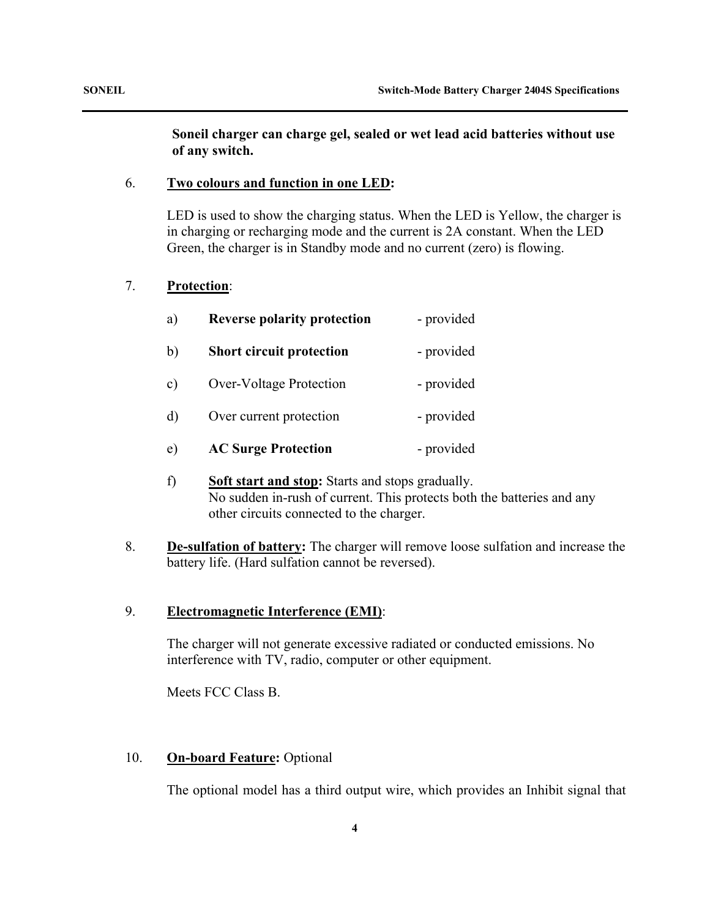**Soneil charger can charge gel, sealed or wet lead acid batteries without use of any switch.**

6. **Two colours and function in one LED:**

   LED is used to show the charging status. When the LED is Yellow, the charger is in charging or recharging mode and the current is 2A constant. When the LED Green, the charger is in Standby mode and no current (zero) is flowing.

7. **Protection**:

   a) **Reverse polarity protection** - provided

   b) **Short circuit protection** - provided

   c) Over-Voltage Protection - provided

   d) Over current protection - provided

   e) **AC Surge Protection** - provided

   f) **Soft start and stop:** Starts and stops gradually. No sudden in-rush of current. This protects both the batteries and any other circuits connected to the charger.

8. **De-sulfation of battery:** The charger will remove loose sulfation and increase the battery life. (Hard sulfation cannot be reversed).

9. **Electromagnetic Interference (EMI)**:

   The charger will not generate excessive radiated or conducted emissions. No interference with TV, radio, computer or other equipment.

   Meets FCC Class B.

10. **On-board Feature:** Optional

    The optional model has a third output wire, which provides an Inhibit signal that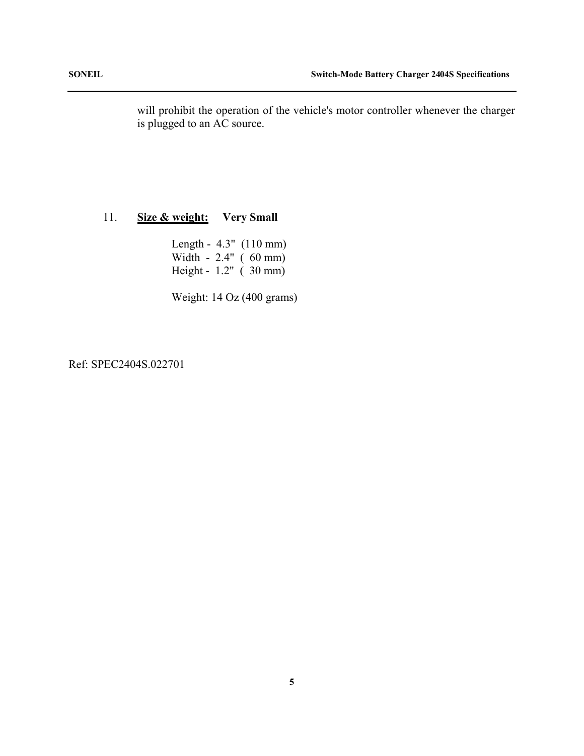will prohibit the operation of the vehicle's motor controller whenever the charger is plugged to an AC source.

11. **<u>Size & weight:</u>** **Very Small**

Length - 4.3" (110 mm)
Width - 2.4" ( 60 mm)
Height - 1.2" ( 30 mm)

Weight: 14 Oz (400 grams)

Ref: SPEC2404S.022701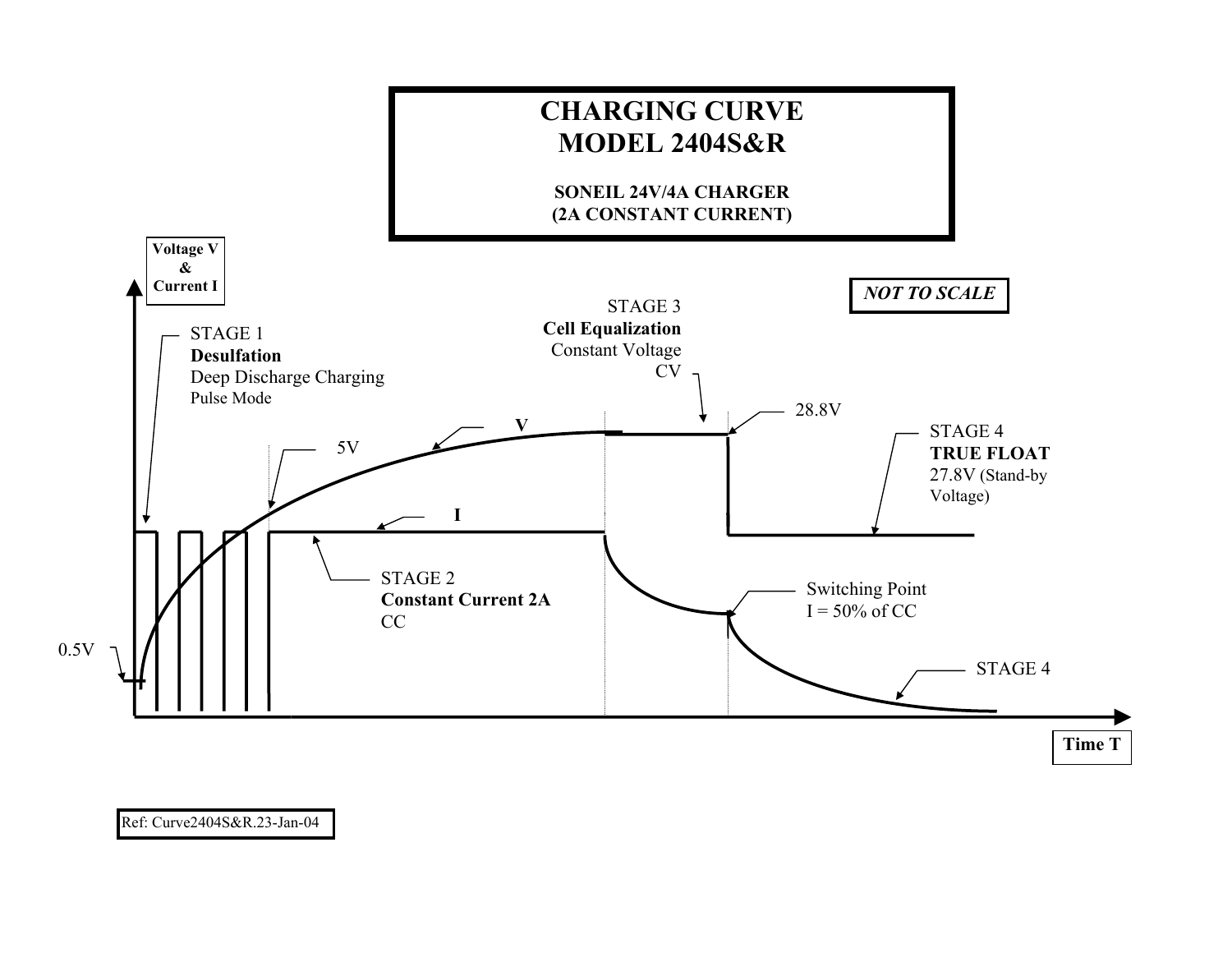# CHARGING CURVE
# MODEL 2404S&R

**SONEIL 24V/4A CHARGER**
**(2A CONSTANT CURRENT)**

Voltage V & Current I

*NOT TO SCALE*

STAGE 1
**Desulfation**
Deep Discharge Charging
Pulse Mode

STAGE 2
**Constant Current 2A**
CC

STAGE 3
**Cell Equalization**
Constant Voltage
CV

28.8V

STAGE 4
**TRUE FLOAT**
27.8V (Stand-by Voltage)

Switching Point
I = 50% of CC

STAGE 4

5V

0.5V

V

I

Time T

Ref: Curve2404S&R.23-Jan-04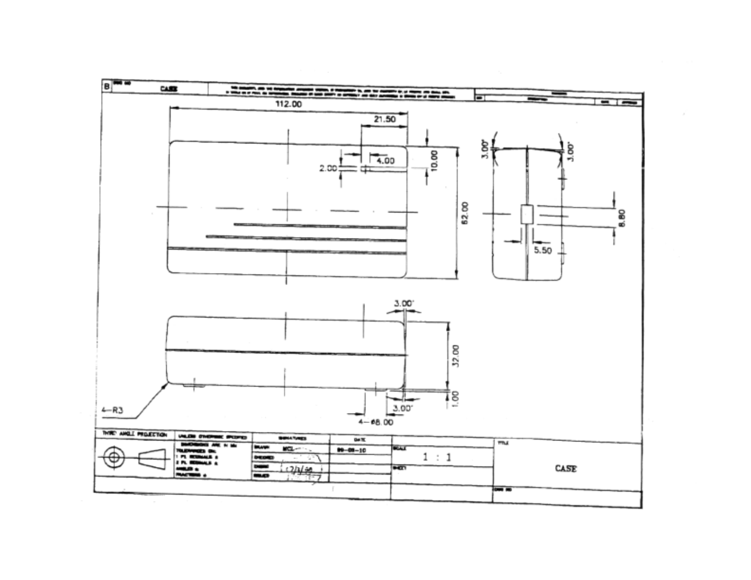B CASE

112.00

21.50

4.00

2.00

10.00

62.00

3.00°

3.00°

8.80

5.50

3.00°

32.00

1.00

3.00°

4-68.00

4-R3

THIRD ANGLE PROJECTION

DRAWN MCL

99-08-10

SCALE 1 : 1

TITLE CASE